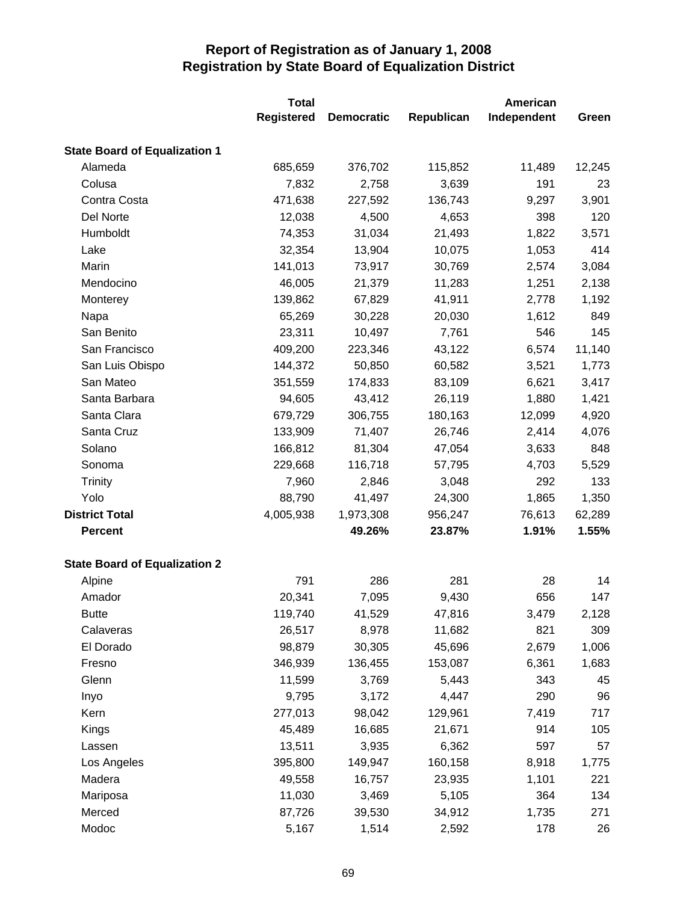# Report of Registration as of January 1, 2008
## Registration by State Board of Equalization District

| | Total Registered | Democratic | Republican | American Independent | Green |
|---|---|---|---|---|---|
| **State Board of Equalization 1** | | | | | |
| Alameda | 685,659 | 376,702 | 115,852 | 11,489 | 12,245 |
| Colusa | 7,832 | 2,758 | 3,639 | 191 | 23 |
| Contra Costa | 471,638 | 227,592 | 136,743 | 9,297 | 3,901 |
| Del Norte | 12,038 | 4,500 | 4,653 | 398 | 120 |
| Humboldt | 74,353 | 31,034 | 21,493 | 1,822 | 3,571 |
| Lake | 32,354 | 13,904 | 10,075 | 1,053 | 414 |
| Marin | 141,013 | 73,917 | 30,769 | 2,574 | 3,084 |
| Mendocino | 46,005 | 21,379 | 11,283 | 1,251 | 2,138 |
| Monterey | 139,862 | 67,829 | 41,911 | 2,778 | 1,192 |
| Napa | 65,269 | 30,228 | 20,030 | 1,612 | 849 |
| San Benito | 23,311 | 10,497 | 7,761 | 546 | 145 |
| San Francisco | 409,200 | 223,346 | 43,122 | 6,574 | 11,140 |
| San Luis Obispo | 144,372 | 50,850 | 60,582 | 3,521 | 1,773 |
| San Mateo | 351,559 | 174,833 | 83,109 | 6,621 | 3,417 |
| Santa Barbara | 94,605 | 43,412 | 26,119 | 1,880 | 1,421 |
| Santa Clara | 679,729 | 306,755 | 180,163 | 12,099 | 4,920 |
| Santa Cruz | 133,909 | 71,407 | 26,746 | 2,414 | 4,076 |
| Solano | 166,812 | 81,304 | 47,054 | 3,633 | 848 |
| Sonoma | 229,668 | 116,718 | 57,795 | 4,703 | 5,529 |
| Trinity | 7,960 | 2,846 | 3,048 | 292 | 133 |
| Yolo | 88,790 | 41,497 | 24,300 | 1,865 | 1,350 |
| **District Total** | 4,005,938 | 1,973,308 | 956,247 | 76,613 | 62,289 |
| **Percent** | | **49.26%** | **23.87%** | **1.91%** | **1.55%** |
| **State Board of Equalization 2** | | | | | |
| Alpine | 791 | 286 | 281 | 28 | 14 |
| Amador | 20,341 | 7,095 | 9,430 | 656 | 147 |
| Butte | 119,740 | 41,529 | 47,816 | 3,479 | 2,128 |
| Calaveras | 26,517 | 8,978 | 11,682 | 821 | 309 |
| El Dorado | 98,879 | 30,305 | 45,696 | 2,679 | 1,006 |
| Fresno | 346,939 | 136,455 | 153,087 | 6,361 | 1,683 |
| Glenn | 11,599 | 3,769 | 5,443 | 343 | 45 |
| Inyo | 9,795 | 3,172 | 4,447 | 290 | 96 |
| Kern | 277,013 | 98,042 | 129,961 | 7,419 | 717 |
| Kings | 45,489 | 16,685 | 21,671 | 914 | 105 |
| Lassen | 13,511 | 3,935 | 6,362 | 597 | 57 |
| Los Angeles | 395,800 | 149,947 | 160,158 | 8,918 | 1,775 |
| Madera | 49,558 | 16,757 | 23,935 | 1,101 | 221 |
| Mariposa | 11,030 | 3,469 | 5,105 | 364 | 134 |
| Merced | 87,726 | 39,530 | 34,912 | 1,735 | 271 |
| Modoc | 5,167 | 1,514 | 2,592 | 178 | 26 |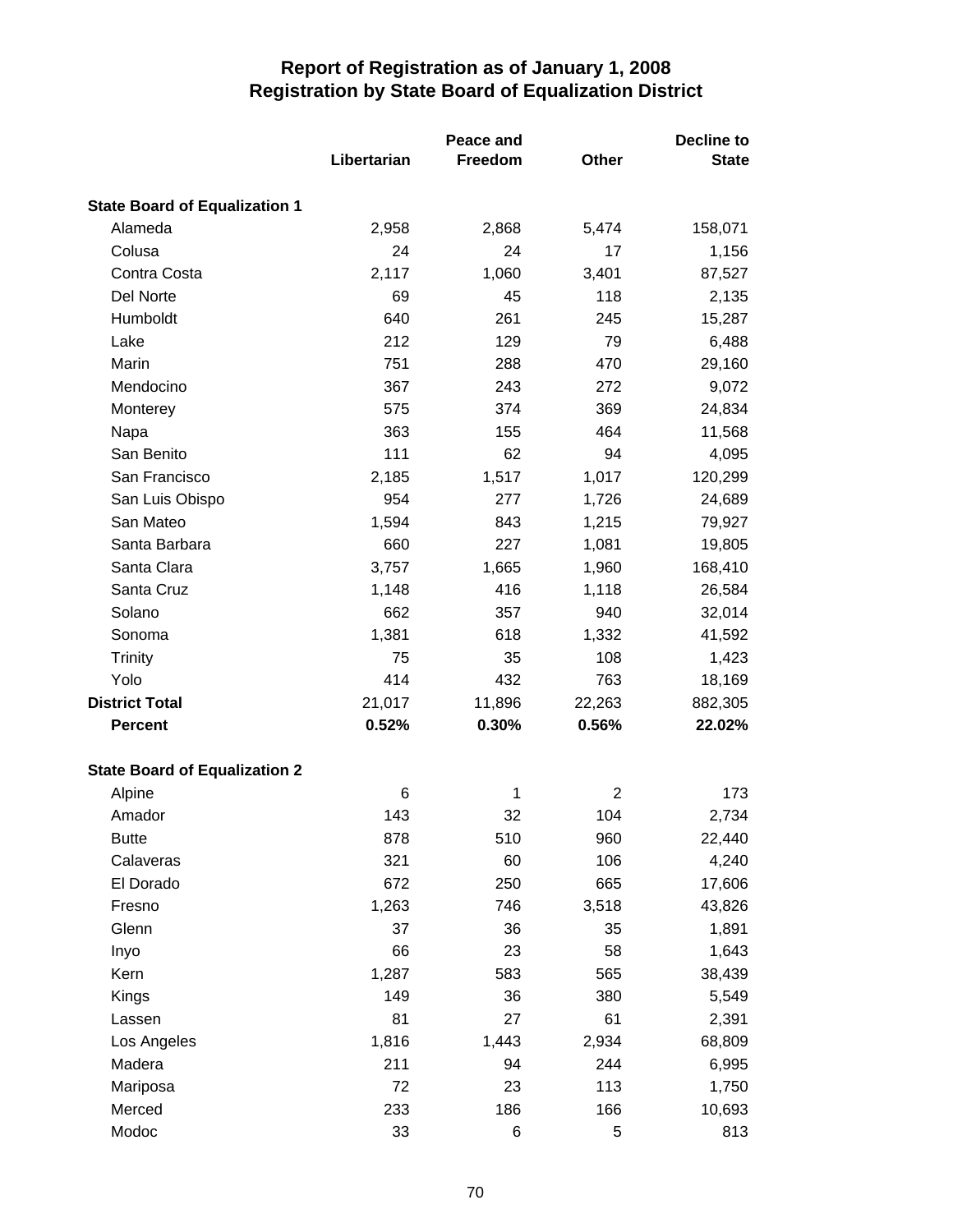# Report of Registration as of January 1, 2008
## Registration by State Board of Equalization District

| | Libertarian | Peace and Freedom | Other | Decline to State |
|---|---|---|---|---|
| **State Board of Equalization 1** | | | | |
| Alameda | 2,958 | 2,868 | 5,474 | 158,071 |
| Colusa | 24 | 24 | 17 | 1,156 |
| Contra Costa | 2,117 | 1,060 | 3,401 | 87,527 |
| Del Norte | 69 | 45 | 118 | 2,135 |
| Humboldt | 640 | 261 | 245 | 15,287 |
| Lake | 212 | 129 | 79 | 6,488 |
| Marin | 751 | 288 | 470 | 29,160 |
| Mendocino | 367 | 243 | 272 | 9,072 |
| Monterey | 575 | 374 | 369 | 24,834 |
| Napa | 363 | 155 | 464 | 11,568 |
| San Benito | 111 | 62 | 94 | 4,095 |
| San Francisco | 2,185 | 1,517 | 1,017 | 120,299 |
| San Luis Obispo | 954 | 277 | 1,726 | 24,689 |
| San Mateo | 1,594 | 843 | 1,215 | 79,927 |
| Santa Barbara | 660 | 227 | 1,081 | 19,805 |
| Santa Clara | 3,757 | 1,665 | 1,960 | 168,410 |
| Santa Cruz | 1,148 | 416 | 1,118 | 26,584 |
| Solano | 662 | 357 | 940 | 32,014 |
| Sonoma | 1,381 | 618 | 1,332 | 41,592 |
| Trinity | 75 | 35 | 108 | 1,423 |
| Yolo | 414 | 432 | 763 | 18,169 |
| **District Total** | 21,017 | 11,896 | 22,263 | 882,305 |
| **Percent** | **0.52%** | **0.30%** | **0.56%** | **22.02%** |
| **State Board of Equalization 2** | | | | |
| Alpine | 6 | 1 | 2 | 173 |
| Amador | 143 | 32 | 104 | 2,734 |
| Butte | 878 | 510 | 960 | 22,440 |
| Calaveras | 321 | 60 | 106 | 4,240 |
| El Dorado | 672 | 250 | 665 | 17,606 |
| Fresno | 1,263 | 746 | 3,518 | 43,826 |
| Glenn | 37 | 36 | 35 | 1,891 |
| Inyo | 66 | 23 | 58 | 1,643 |
| Kern | 1,287 | 583 | 565 | 38,439 |
| Kings | 149 | 36 | 380 | 5,549 |
| Lassen | 81 | 27 | 61 | 2,391 |
| Los Angeles | 1,816 | 1,443 | 2,934 | 68,809 |
| Madera | 211 | 94 | 244 | 6,995 |
| Mariposa | 72 | 23 | 113 | 1,750 |
| Merced | 233 | 186 | 166 | 10,693 |
| Modoc | 33 | 6 | 5 | 813 |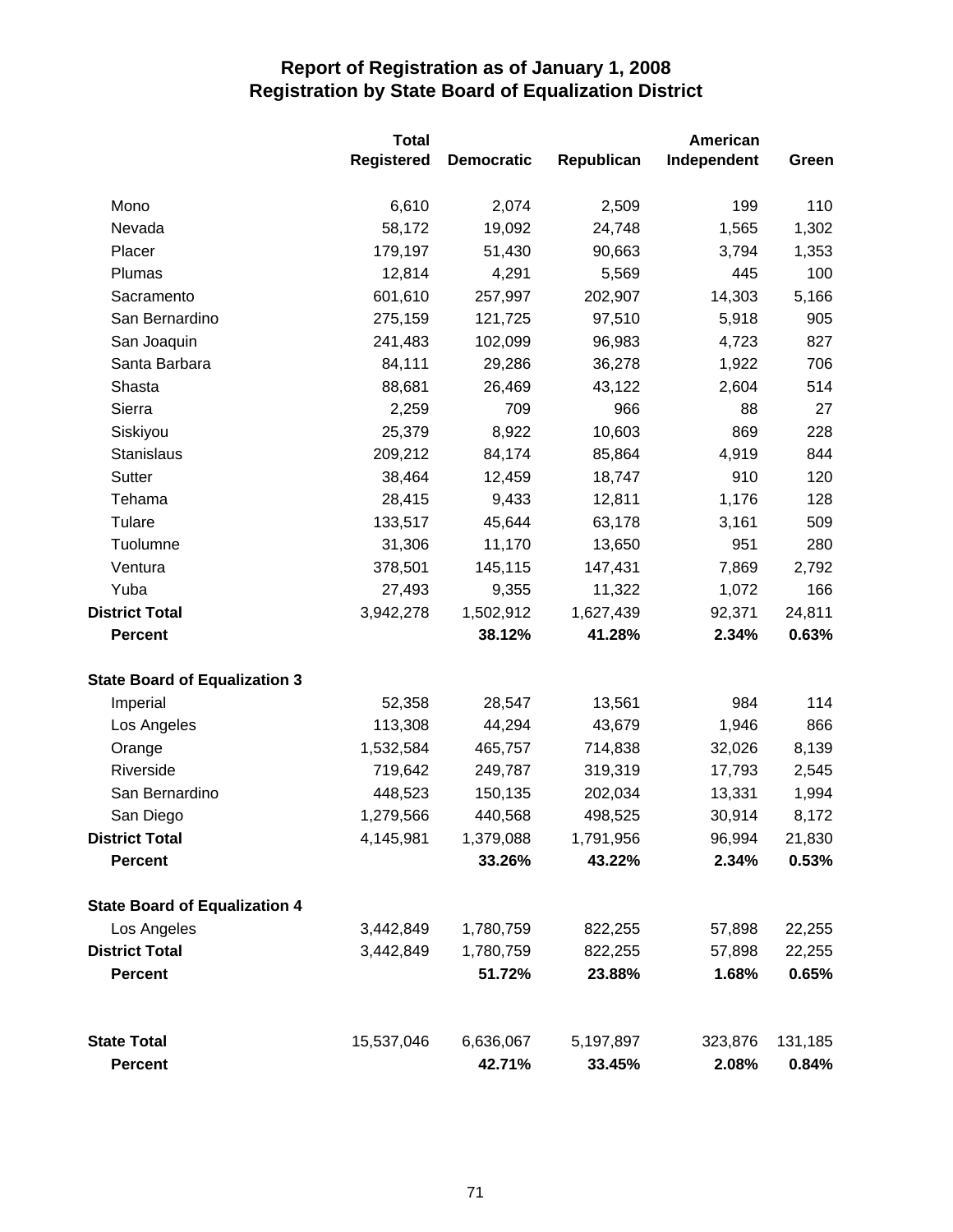# Report of Registration as of January 1, 2008
## Registration by State Board of Equalization District

| | Total Registered | Democratic | Republican | American Independent | Green |
|---|---|---|---|---|---|
| Mono | 6,610 | 2,074 | 2,509 | 199 | 110 |
| Nevada | 58,172 | 19,092 | 24,748 | 1,565 | 1,302 |
| Placer | 179,197 | 51,430 | 90,663 | 3,794 | 1,353 |
| Plumas | 12,814 | 4,291 | 5,569 | 445 | 100 |
| Sacramento | 601,610 | 257,997 | 202,907 | 14,303 | 5,166 |
| San Bernardino | 275,159 | 121,725 | 97,510 | 5,918 | 905 |
| San Joaquin | 241,483 | 102,099 | 96,983 | 4,723 | 827 |
| Santa Barbara | 84,111 | 29,286 | 36,278 | 1,922 | 706 |
| Shasta | 88,681 | 26,469 | 43,122 | 2,604 | 514 |
| Sierra | 2,259 | 709 | 966 | 88 | 27 |
| Siskiyou | 25,379 | 8,922 | 10,603 | 869 | 228 |
| Stanislaus | 209,212 | 84,174 | 85,864 | 4,919 | 844 |
| Sutter | 38,464 | 12,459 | 18,747 | 910 | 120 |
| Tehama | 28,415 | 9,433 | 12,811 | 1,176 | 128 |
| Tulare | 133,517 | 45,644 | 63,178 | 3,161 | 509 |
| Tuolumne | 31,306 | 11,170 | 13,650 | 951 | 280 |
| Ventura | 378,501 | 145,115 | 147,431 | 7,869 | 2,792 |
| Yuba | 27,493 | 9,355 | 11,322 | 1,072 | 166 |
| **District Total** | 3,942,278 | 1,502,912 | 1,627,439 | 92,371 | 24,811 |
| **Percent** | | **38.12%** | **41.28%** | **2.34%** | **0.63%** |
| **State Board of Equalization 3** | | | | | |
| Imperial | 52,358 | 28,547 | 13,561 | 984 | 114 |
| Los Angeles | 113,308 | 44,294 | 43,679 | 1,946 | 866 |
| Orange | 1,532,584 | 465,757 | 714,838 | 32,026 | 8,139 |
| Riverside | 719,642 | 249,787 | 319,319 | 17,793 | 2,545 |
| San Bernardino | 448,523 | 150,135 | 202,034 | 13,331 | 1,994 |
| San Diego | 1,279,566 | 440,568 | 498,525 | 30,914 | 8,172 |
| **District Total** | 4,145,981 | 1,379,088 | 1,791,956 | 96,994 | 21,830 |
| **Percent** | | **33.26%** | **43.22%** | **2.34%** | **0.53%** |
| **State Board of Equalization 4** | | | | | |
| Los Angeles | 3,442,849 | 1,780,759 | 822,255 | 57,898 | 22,255 |
| **District Total** | 3,442,849 | 1,780,759 | 822,255 | 57,898 | 22,255 |
| **Percent** | | **51.72%** | **23.88%** | **1.68%** | **0.65%** |
| **State Total** | 15,537,046 | 6,636,067 | 5,197,897 | 323,876 | 131,185 |
| **Percent** | | **42.71%** | **33.45%** | **2.08%** | **0.84%** |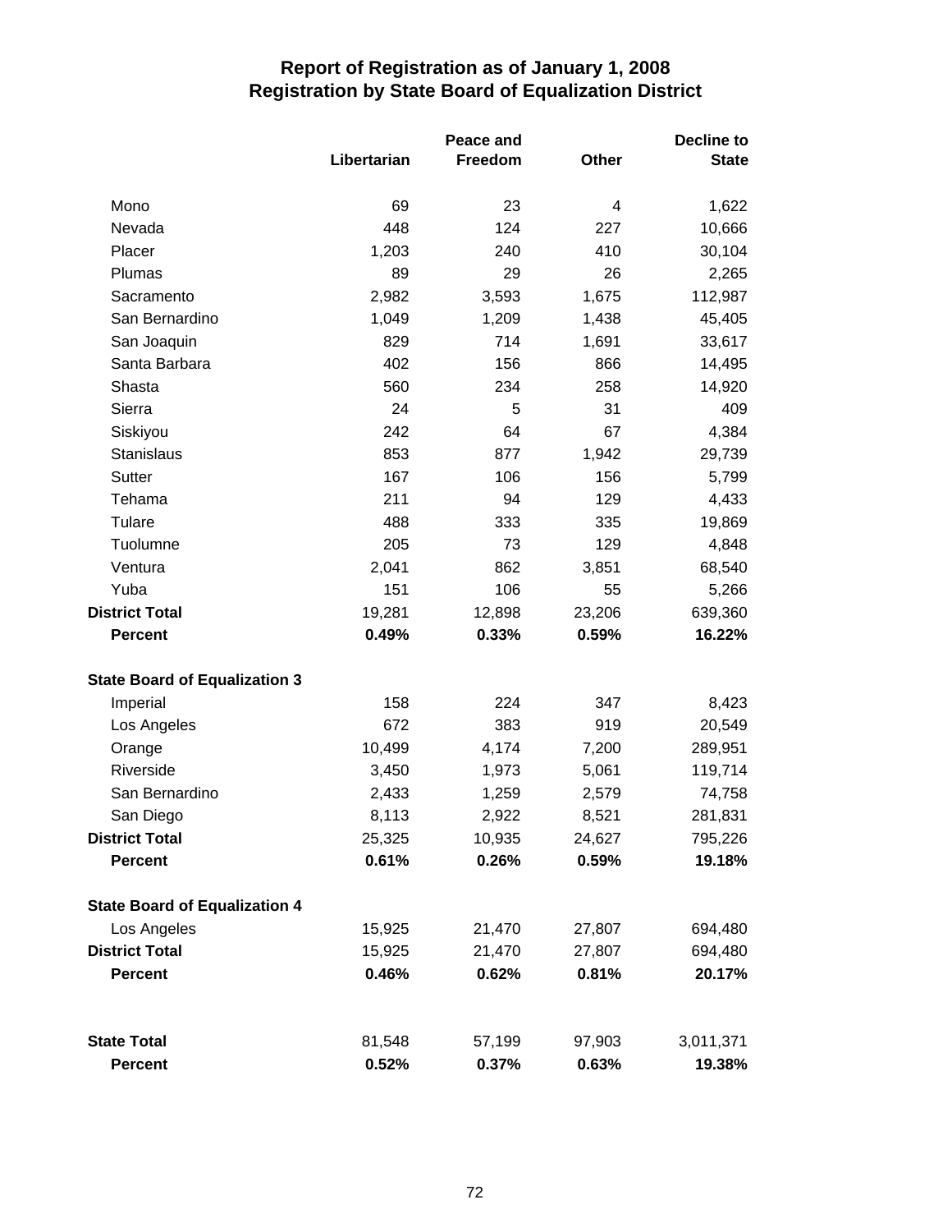# Report of Registration as of January 1, 2008
## Registration by State Board of Equalization District

| | Libertarian | Peace and Freedom | Other | Decline to State |
|---|---|---|---|---|
| Mono | 69 | 23 | 4 | 1,622 |
| Nevada | 448 | 124 | 227 | 10,666 |
| Placer | 1,203 | 240 | 410 | 30,104 |
| Plumas | 89 | 29 | 26 | 2,265 |
| Sacramento | 2,982 | 3,593 | 1,675 | 112,987 |
| San Bernardino | 1,049 | 1,209 | 1,438 | 45,405 |
| San Joaquin | 829 | 714 | 1,691 | 33,617 |
| Santa Barbara | 402 | 156 | 866 | 14,495 |
| Shasta | 560 | 234 | 258 | 14,920 |
| Sierra | 24 | 5 | 31 | 409 |
| Siskiyou | 242 | 64 | 67 | 4,384 |
| Stanislaus | 853 | 877 | 1,942 | 29,739 |
| Sutter | 167 | 106 | 156 | 5,799 |
| Tehama | 211 | 94 | 129 | 4,433 |
| Tulare | 488 | 333 | 335 | 19,869 |
| Tuolumne | 205 | 73 | 129 | 4,848 |
| Ventura | 2,041 | 862 | 3,851 | 68,540 |
| Yuba | 151 | 106 | 55 | 5,266 |
| **District Total** | 19,281 | 12,898 | 23,206 | 639,360 |
| **Percent** | **0.49%** | **0.33%** | **0.59%** | **16.22%** |
| **State Board of Equalization 3** | | | | |
| Imperial | 158 | 224 | 347 | 8,423 |
| Los Angeles | 672 | 383 | 919 | 20,549 |
| Orange | 10,499 | 4,174 | 7,200 | 289,951 |
| Riverside | 3,450 | 1,973 | 5,061 | 119,714 |
| San Bernardino | 2,433 | 1,259 | 2,579 | 74,758 |
| San Diego | 8,113 | 2,922 | 8,521 | 281,831 |
| **District Total** | 25,325 | 10,935 | 24,627 | 795,226 |
| **Percent** | **0.61%** | **0.26%** | **0.59%** | **19.18%** |
| **State Board of Equalization 4** | | | | |
| Los Angeles | 15,925 | 21,470 | 27,807 | 694,480 |
| **District Total** | 15,925 | 21,470 | 27,807 | 694,480 |
| **Percent** | **0.46%** | **0.62%** | **0.81%** | **20.17%** |
| **State Total** | 81,548 | 57,199 | 97,903 | 3,011,371 |
| **Percent** | **0.52%** | **0.37%** | **0.63%** | **19.38%** |